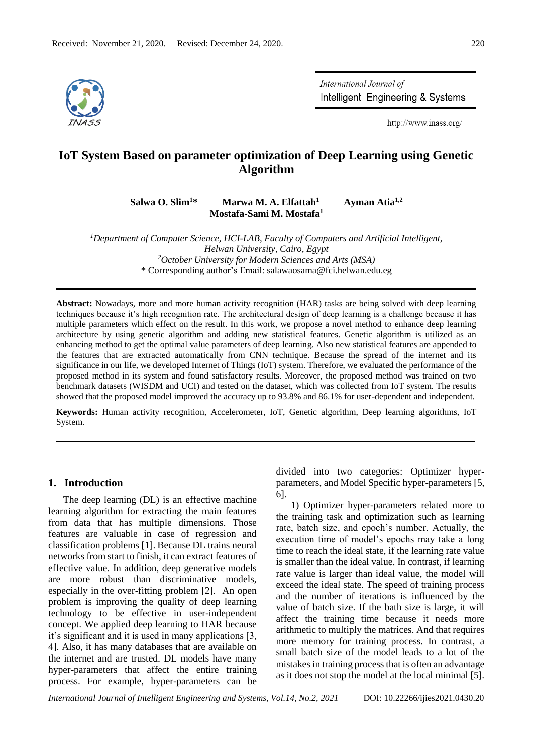Received: November 21, 2020. Revised: December 24, 2020.

# IoT System Based on parameter optimization of Deep Learning using Genetic Algorithm

**Salwa O. Slim[1]*** **Marwa M. A. Elfattah[1]** **Ayman Atia[1,2]** **Mostafa-Sami M. Mostafa[1]**

[1]*Department of Computer Science, HCI-LAB, Faculty of Computers and Artificial Intelligent, Helwan University, Cairo, Egypt*
[2]*October University for Modern Sciences and Arts (MSA)*
* Corresponding author's Email: salawaosama@fci.helwan.edu.eg

**Abstract:** Nowadays, more and more human activity recognition (HAR) tasks are being solved with deep learning techniques because it's high recognition rate. The architectural design of deep learning is a challenge because it has multiple parameters which effect on the result. In this work, we propose a novel method to enhance deep learning architecture by using genetic algorithm and adding new statistical features. Genetic algorithm is utilized as an enhancing method to get the optimal value parameters of deep learning. Also new statistical features are appended to the features that are extracted automatically from CNN technique. Because the spread of the internet and its significance in our life, we developed Internet of Things (IoT) system. Therefore, we evaluated the performance of the proposed method in its system and found satisfactory results. Moreover, the proposed method was trained on two benchmark datasets (WISDM and UCI) and tested on the dataset, which was collected from IoT system. The results showed that the proposed model improved the accuracy up to 93.8% and 86.1% for user-dependent and independent.

**Keywords:** Human activity recognition, Accelerometer, IoT, Genetic algorithm, Deep learning algorithms, IoT System.

## 1. Introduction

The deep learning (DL) is an effective machine learning algorithm for extracting the main features from data that has multiple dimensions. Those features are valuable in case of regression and classification problems [1]. Because DL trains neural networks from start to finish, it can extract features of effective value. In addition, deep generative models are more robust than discriminative models, especially in the over-fitting problem [2]. An open problem is improving the quality of deep learning technology to be effective in user-independent concept. We applied deep learning to HAR because it's significant and it is used in many applications [3, 4]. Also, it has many databases that are available on the internet and are trusted. DL models have many hyper-parameters that affect the entire training process. For example, hyper-parameters can be divided into two categories: Optimizer hyper-parameters, and Model Specific hyper-parameters [5, 6].

1) Optimizer hyper-parameters related more to the training task and optimization such as learning rate, batch size, and epoch's number. Actually, the execution time of model's epochs may take a long time to reach the ideal state, if the learning rate value is smaller than the ideal value. In contrast, if learning rate value is larger than ideal value, the model will exceed the ideal state. The speed of training process and the number of iterations is influenced by the value of batch size. If the bath size is large, it will affect the training time because it needs more arithmetic to multiply the matrices. And that requires more memory for training process. In contrast, a small batch size of the model leads to a lot of the mistakes in training process that is often an advantage as it does not stop the model at the local minimal [5].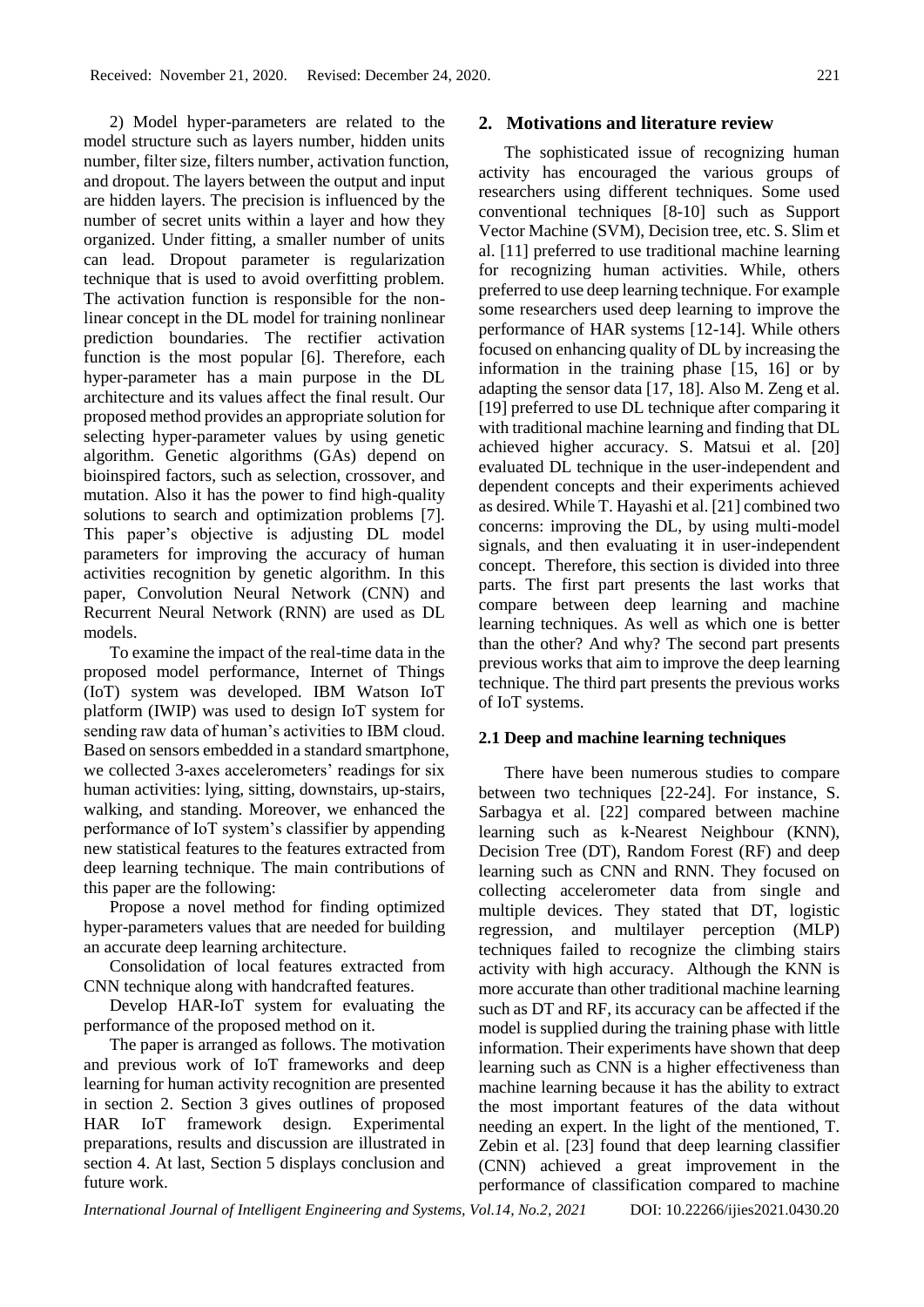2) Model hyper-parameters are related to the model structure such as layers number, hidden units number, filter size, filters number, activation function, and dropout. The layers between the output and input are hidden layers. The precision is influenced by the number of secret units within a layer and how they organized. Under fitting, a smaller number of units can lead. Dropout parameter is regularization technique that is used to avoid overfitting problem. The activation function is responsible for the non-linear concept in the DL model for training nonlinear prediction boundaries. The rectifier activation function is the most popular [6]. Therefore, each hyper-parameter has a main purpose in the DL architecture and its values affect the final result. Our proposed method provides an appropriate solution for selecting hyper-parameter values by using genetic algorithm. Genetic algorithms (GAs) depend on bioinspired factors, such as selection, crossover, and mutation. Also it has the power to find high-quality solutions to search and optimization problems [7]. This paper's objective is adjusting DL model parameters for improving the accuracy of human activities recognition by genetic algorithm. In this paper, Convolution Neural Network (CNN) and Recurrent Neural Network (RNN) are used as DL models.

To examine the impact of the real-time data in the proposed model performance, Internet of Things (IoT) system was developed. IBM Watson IoT platform (IWIP) was used to design IoT system for sending raw data of human's activities to IBM cloud. Based on sensors embedded in a standard smartphone, we collected 3-axes accelerometers' readings for six human activities: lying, sitting, downstairs, up-stairs, walking, and standing. Moreover, we enhanced the performance of IoT system's classifier by appending new statistical features to the features extracted from deep learning technique. The main contributions of this paper are the following:

Propose a novel method for finding optimized hyper-parameters values that are needed for building an accurate deep learning architecture.

Consolidation of local features extracted from CNN technique along with handcrafted features.

Develop HAR-IoT system for evaluating the performance of the proposed method on it.

The paper is arranged as follows. The motivation and previous work of IoT frameworks and deep learning for human activity recognition are presented in section 2. Section 3 gives outlines of proposed HAR IoT framework design. Experimental preparations, results and discussion are illustrated in section 4. At last, Section 5 displays conclusion and future work.

## 2. Motivations and literature review

The sophisticated issue of recognizing human activity has encouraged the various groups of researchers using different techniques. Some used conventional techniques [8-10] such as Support Vector Machine (SVM), Decision tree, etc. S. Slim et al. [11] preferred to use traditional machine learning for recognizing human activities. While, others preferred to use deep learning technique. For example some researchers used deep learning to improve the performance of HAR systems [12-14]. While others focused on enhancing quality of DL by increasing the information in the training phase [15, 16] or by adapting the sensor data [17, 18]. Also M. Zeng et al. [19] preferred to use DL technique after comparing it with traditional machine learning and finding that DL achieved higher accuracy. S. Matsui et al. [20] evaluated DL technique in the user-independent and dependent concepts and their experiments achieved as desired. While T. Hayashi et al. [21] combined two concerns: improving the DL, by using multi-model signals, and then evaluating it in user-independent concept. Therefore, this section is divided into three parts. The first part presents the last works that compare between deep learning and machine learning techniques. As well as which one is better than the other? And why? The second part presents previous works that aim to improve the deep learning technique. The third part presents the previous works of IoT systems.

### 2.1 Deep and machine learning techniques

There have been numerous studies to compare between two techniques [22-24]. For instance, S. Sarbagya et al. [22] compared between machine learning such as k-Nearest Neighbour (KNN), Decision Tree (DT), Random Forest (RF) and deep learning such as CNN and RNN. They focused on collecting accelerometer data from single and multiple devices. They stated that DT, logistic regression, and multilayer perception (MLP) techniques failed to recognize the climbing stairs activity with high accuracy. Although the KNN is more accurate than other traditional machine learning such as DT and RF, its accuracy can be affected if the model is supplied during the training phase with little information. Their experiments have shown that deep learning such as CNN is a higher effectiveness than machine learning because it has the ability to extract the most important features of the data without needing an expert. In the light of the mentioned, T. Zebin et al. [23] found that deep learning classifier (CNN) achieved a great improvement in the performance of classification compared to machine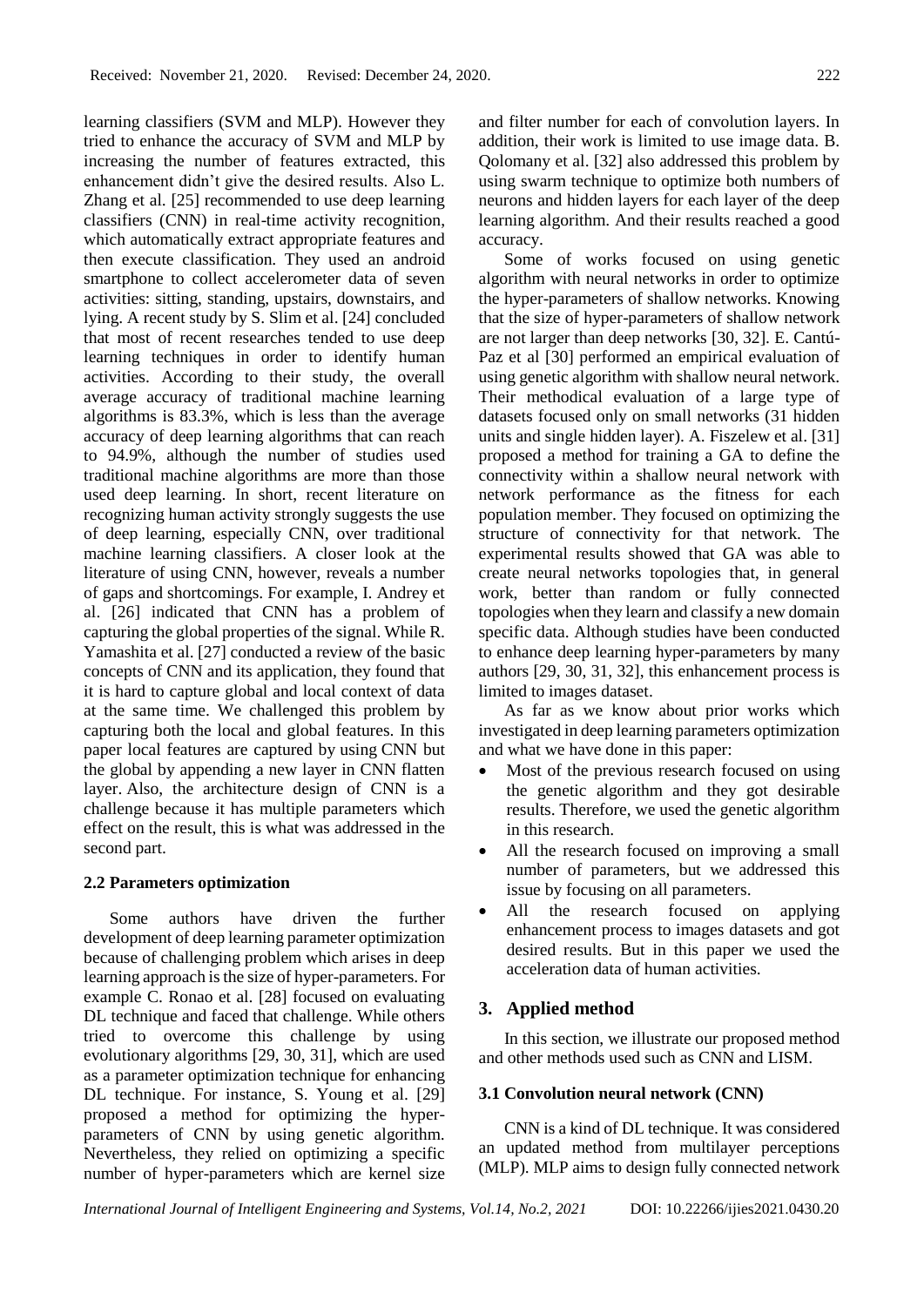learning classifiers (SVM and MLP). However they tried to enhance the accuracy of SVM and MLP by increasing the number of features extracted, this enhancement didn't give the desired results. Also L. Zhang et al. [25] recommended to use deep learning classifiers (CNN) in real-time activity recognition, which automatically extract appropriate features and then execute classification. They used an android smartphone to collect accelerometer data of seven activities: sitting, standing, upstairs, downstairs, and lying. A recent study by S. Slim et al. [24] concluded that most of recent researches tended to use deep learning techniques in order to identify human activities. According to their study, the overall average accuracy of traditional machine learning algorithms is 83.3%, which is less than the average accuracy of deep learning algorithms that can reach to 94.9%, although the number of studies used traditional machine algorithms are more than those used deep learning. In short, recent literature on recognizing human activity strongly suggests the use of deep learning, especially CNN, over traditional machine learning classifiers. A closer look at the literature of using CNN, however, reveals a number of gaps and shortcomings. For example, I. Andrey et al. [26] indicated that CNN has a problem of capturing the global properties of the signal. While R. Yamashita et al. [27] conducted a review of the basic concepts of CNN and its application, they found that it is hard to capture global and local context of data at the same time. We challenged this problem by capturing both the local and global features. In this paper local features are captured by using CNN but the global by appending a new layer in CNN flatten layer. Also, the architecture design of CNN is a challenge because it has multiple parameters which effect on the result, this is what was addressed in the second part.

### 2.2 Parameters optimization

Some authors have driven the further development of deep learning parameter optimization because of challenging problem which arises in deep learning approach is the size of hyper-parameters. For example C. Ronao et al. [28] focused on evaluating DL technique and faced that challenge. While others tried to overcome this challenge by using evolutionary algorithms [29, 30, 31], which are used as a parameter optimization technique for enhancing DL technique. For instance, S. Young et al. [29] proposed a method for optimizing the hyper-parameters of CNN by using genetic algorithm. Nevertheless, they relied on optimizing a specific number of hyper-parameters which are kernel size and filter number for each of convolution layers. In addition, their work is limited to use image data. B. Qolomany et al. [32] also addressed this problem by using swarm technique to optimize both numbers of neurons and hidden layers for each layer of the deep learning algorithm. And their results reached a good accuracy.

Some of works focused on using genetic algorithm with neural networks in order to optimize the hyper-parameters of shallow networks. Knowing that the size of hyper-parameters of shallow network are not larger than deep networks [30, 32]. E. Cantú-Paz et al [30] performed an empirical evaluation of using genetic algorithm with shallow neural network. Their methodical evaluation of a large type of datasets focused only on small networks (31 hidden units and single hidden layer). A. Fiszelew et al. [31] proposed a method for training a GA to define the connectivity within a shallow neural network with network performance as the fitness for each population member. They focused on optimizing the structure of connectivity for that network. The experimental results showed that GA was able to create neural networks topologies that, in general work, better than random or fully connected topologies when they learn and classify a new domain specific data. Although studies have been conducted to enhance deep learning hyper-parameters by many authors [29, 30, 31, 32], this enhancement process is limited to images dataset.

As far as we know about prior works which investigated in deep learning parameters optimization and what we have done in this paper:

- Most of the previous research focused on using the genetic algorithm and they got desirable results. Therefore, we used the genetic algorithm in this research.
- All the research focused on improving a small number of parameters, but we addressed this issue by focusing on all parameters.
- All the research focused on applying enhancement process to images datasets and got desired results. But in this paper we used the acceleration data of human activities.

## 3. Applied method

In this section, we illustrate our proposed method and other methods used such as CNN and LISM.

### 3.1 Convolution neural network (CNN)

CNN is a kind of DL technique. It was considered an updated method from multilayer perceptions (MLP). MLP aims to design fully connected network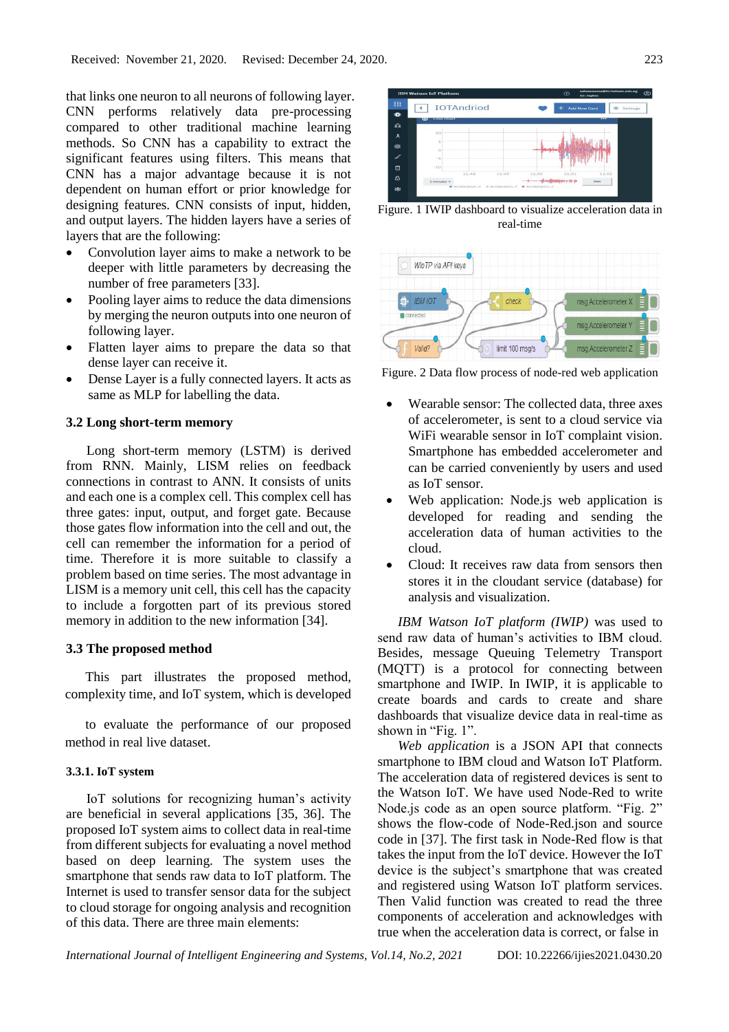that links one neuron to all neurons of following layer. CNN performs relatively data pre-processing compared to other traditional machine learning methods. So CNN has a capability to extract the significant features using filters. This means that CNN has a major advantage because it is not dependent on human effort or prior knowledge for designing features. CNN consists of input, hidden, and output layers. The hidden layers have a series of layers that are the following:

- Convolution layer aims to make a network to be deeper with little parameters by decreasing the number of free parameters [33].
- Pooling layer aims to reduce the data dimensions by merging the neuron outputs into one neuron of following layer.
- Flatten layer aims to prepare the data so that dense layer can receive it.
- Dense Layer is a fully connected layers. It acts as same as MLP for labelling the data.

### 3.2 Long short-term memory

Long short-term memory (LSTM) is derived from RNN. Mainly, LISM relies on feedback connections in contrast to ANN. It consists of units and each one is a complex cell. This complex cell has three gates: input, output, and forget gate. Because those gates flow information into the cell and out, the cell can remember the information for a period of time. Therefore it is more suitable to classify a problem based on time series. The most advantage in LISM is a memory unit cell, this cell has the capacity to include a forgotten part of its previous stored memory in addition to the new information [34].

### 3.3 The proposed method

This part illustrates the proposed method, complexity time, and IoT system, which is developed

to evaluate the performance of our proposed method in real live dataset.

#### 3.3.1. IoT system

IoT solutions for recognizing human's activity are beneficial in several applications [35, 36]. The proposed IoT system aims to collect data in real-time from different subjects for evaluating a novel method based on deep learning. The system uses the smartphone that sends raw data to IoT platform. The Internet is used to transfer sensor data for the subject to cloud storage for ongoing analysis and recognition of this data. There are three main elements:

Figure. 1 IWIP dashboard to visualize acceleration data in real-time

Figure. 2 Data flow process of node-red web application

- Wearable sensor: The collected data, three axes of accelerometer, is sent to a cloud service via WiFi wearable sensor in IoT complaint vision. Smartphone has embedded accelerometer and can be carried conveniently by users and used as IoT sensor.
- Web application: Node.js web application is developed for reading and sending the acceleration data of human activities to the cloud.
- Cloud: It receives raw data from sensors then stores it in the cloudant service (database) for analysis and visualization.

*IBM Watson IoT platform (IWIP)* was used to send raw data of human's activities to IBM cloud. Besides, message Queuing Telemetry Transport (MQTT) is a protocol for connecting between smartphone and IWIP. In IWIP, it is applicable to create boards and cards to create and share dashboards that visualize device data in real-time as shown in "Fig. 1".

*Web application* is a JSON API that connects smartphone to IBM cloud and Watson IoT Platform. The acceleration data of registered devices is sent to the Watson IoT. We have used Node-Red to write Node.js code as an open source platform. "Fig. 2" shows the flow-code of Node-Red.json and source code in [37]. The first task in Node-Red flow is that takes the input from the IoT device. However the IoT device is the subject's smartphone that was created and registered using Watson IoT platform services. Then Valid function was created to read the three components of acceleration and acknowledges with true when the acceleration data is correct, or false in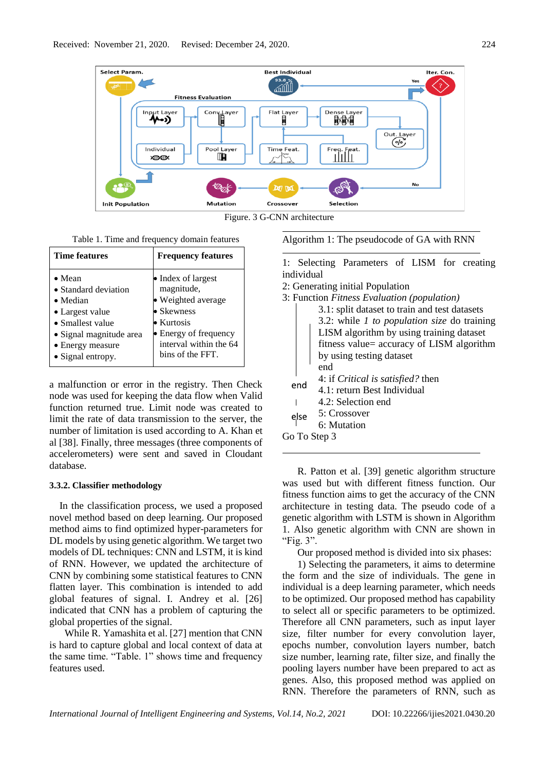Figure. 3 G-CNN architecture

Table 1. Time and frequency domain features

| Time features | Frequency features |
|---|---|
| • Mean<br>• Standard deviation<br>• Median<br>• Largest value<br>• Smallest value<br>• Signal magnitude area<br>• Energy measure<br>• Signal entropy. | • Index of largest magnitude,<br>• Weighted average<br>• Skewness<br>• Kurtosis<br>• Energy of frequency interval within the 64 bins of the FFT. |

a malfunction or error in the registry. Then Check node was used for keeping the data flow when Valid function returned true. Limit node was created to limit the rate of data transmission to the server, the number of limitation is used according to A. Khan et al [38]. Finally, three messages (three components of accelerometers) were sent and saved in Cloudant database.

### 3.3.2. Classifier methodology

In the classification process, we used a proposed novel method based on deep learning. Our proposed method aims to find optimized hyper-parameters for DL models by using genetic algorithm. We target two models of DL techniques: CNN and LSTM, it is kind of RNN. However, we updated the architecture of CNN by combining some statistical features to CNN flatten layer. This combination is intended to add global features of signal. I. Andrey et al. [26] indicated that CNN has a problem of capturing the global properties of the signal.

While R. Yamashita et al. [27] mention that CNN is hard to capture global and local context of data at the same time. "Table. 1" shows time and frequency features used.

Algorithm 1: The pseudocode of GA with RNN

```
1: Selecting Parameters of LISM for creating individual
2: Generating initial Population
3: Function Fitness Evaluation (population)
       3.1: split dataset to train and test datasets
       3.2: while 1 to population size do training
       LISM algorithm by using training dataset
       fitness value= accuracy of LISM algorithm
       by using testing dataset
       end
end    4: if Critical is satisfied? then
       4.1: return Best Individual
       4.2: Selection end
else   5: Crossover
       6: Mutation
Go To Step 3
```

R. Patton et al. [39] genetic algorithm structure was used but with different fitness function. Our fitness function aims to get the accuracy of the CNN architecture in testing data. The pseudo code of a genetic algorithm with LSTM is shown in Algorithm 1. Also genetic algorithm with CNN are shown in "Fig. 3".

Our proposed method is divided into six phases:

1) Selecting the parameters, it aims to determine the form and the size of individuals. The gene in individual is a deep learning parameter, which needs to be optimized. Our proposed method has capability to select all or specific parameters to be optimized. Therefore all CNN parameters, such as input layer size, filter number for every convolution layer, epochs number, convolution layers number, batch size number, learning rate, filter size, and finally the pooling layers number have been prepared to act as genes. Also, this proposed method was applied on RNN. Therefore the parameters of RNN, such as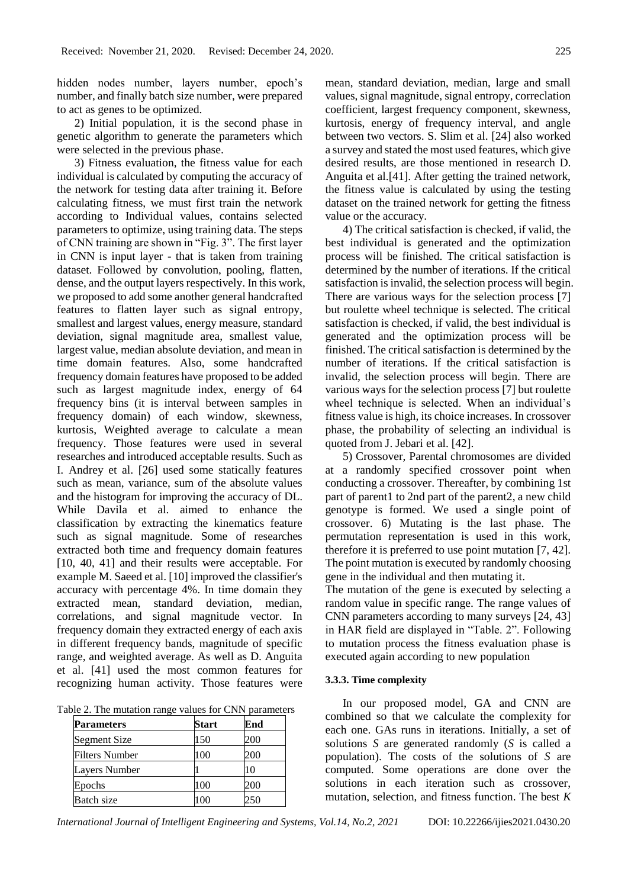hidden nodes number, layers number, epoch's number, and finally batch size number, were prepared to act as genes to be optimized.

2) Initial population, it is the second phase in genetic algorithm to generate the parameters which were selected in the previous phase.

3) Fitness evaluation, the fitness value for each individual is calculated by computing the accuracy of the network for testing data after training it. Before calculating fitness, we must first train the network according to Individual values, contains selected parameters to optimize, using training data. The steps of CNN training are shown in "Fig. 3". The first layer in CNN is input layer - that is taken from training dataset. Followed by convolution, pooling, flatten, dense, and the output layers respectively. In this work, we proposed to add some another general handcrafted features to flatten layer such as signal entropy, smallest and largest values, energy measure, standard deviation, signal magnitude area, smallest value, largest value, median absolute deviation, and mean in time domain features. Also, some handcrafted frequency domain features have proposed to be added such as largest magnitude index, energy of 64 frequency bins (it is interval between samples in frequency domain) of each window, skewness, kurtosis, Weighted average to calculate a mean frequency. Those features were used in several researches and introduced acceptable results. Such as I. Andrey et al. [26] used some statically features such as mean, variance, sum of the absolute values and the histogram for improving the accuracy of DL. While Davila et al. aimed to enhance the classification by extracting the kinematics feature such as signal magnitude. Some of researches extracted both time and frequency domain features [10, 40, 41] and their results were acceptable. For example M. Saeed et al. [10] improved the classifier's accuracy with percentage 4%. In time domain they extracted mean, standard deviation, median, correlations, and signal magnitude vector. In frequency domain they extracted energy of each axis in different frequency bands, magnitude of specific range, and weighted average. As well as D. Anguita et al. [41] used the most common features for recognizing human activity. Those features were mean, standard deviation, median, large and small values, signal magnitude, signal entropy, correclation coefficient, largest frequency component, skewness, kurtosis, energy of frequency interval, and angle between two vectors. S. Slim et al. [24] also worked a survey and stated the most used features, which give desired results, are those mentioned in research D. Anguita et al.[41]. After getting the trained network, the fitness value is calculated by using the testing dataset on the trained network for getting the fitness value or the accuracy.

4) The critical satisfaction is checked, if valid, the best individual is generated and the optimization process will be finished. The critical satisfaction is determined by the number of iterations. If the critical satisfaction is invalid, the selection process will begin. There are various ways for the selection process [7] but roulette wheel technique is selected. The critical satisfaction is checked, if valid, the best individual is generated and the optimization process will be finished. The critical satisfaction is determined by the number of iterations. If the critical satisfaction is invalid, the selection process will begin. There are various ways for the selection process [7] but roulette wheel technique is selected. When an individual's fitness value is high, its choice increases. In crossover phase, the probability of selecting an individual is quoted from J. Jebari et al. [42].

5) Crossover, Parental chromosomes are divided at a randomly specified crossover point when conducting a crossover. Thereafter, by combining 1st part of parent1 to 2nd part of the parent2, a new child genotype is formed. We used a single point of crossover. 6) Mutating is the last phase. The permutation representation is used in this work, therefore it is preferred to use point mutation [7, 42]. The point mutation is executed by randomly choosing gene in the individual and then mutating it.

The mutation of the gene is executed by selecting a random value in specific range. The range values of CNN parameters according to many surveys [24, 43] in HAR field are displayed in "Table. 2". Following to mutation process the fitness evaluation phase is executed again according to new population

Table 2. The mutation range values for CNN parameters

| Parameters | Start | End |
|---|---|---|
| Segment Size | 150 | 200 |
| Filters Number | 100 | 200 |
| Layers Number | 1 | 10 |
| Epochs | 100 | 200 |
| Batch size | 100 | 250 |

#### 3.3.3. Time complexity

In our proposed model, GA and CNN are combined so that we calculate the complexity for each one. GAs runs in iterations. Initially, a set of solutions *S* are generated randomly (*S* is called a population). The costs of the solutions of *S* are computed. Some operations are done over the solutions in each iteration such as crossover, mutation, selection, and fitness function. The best *K*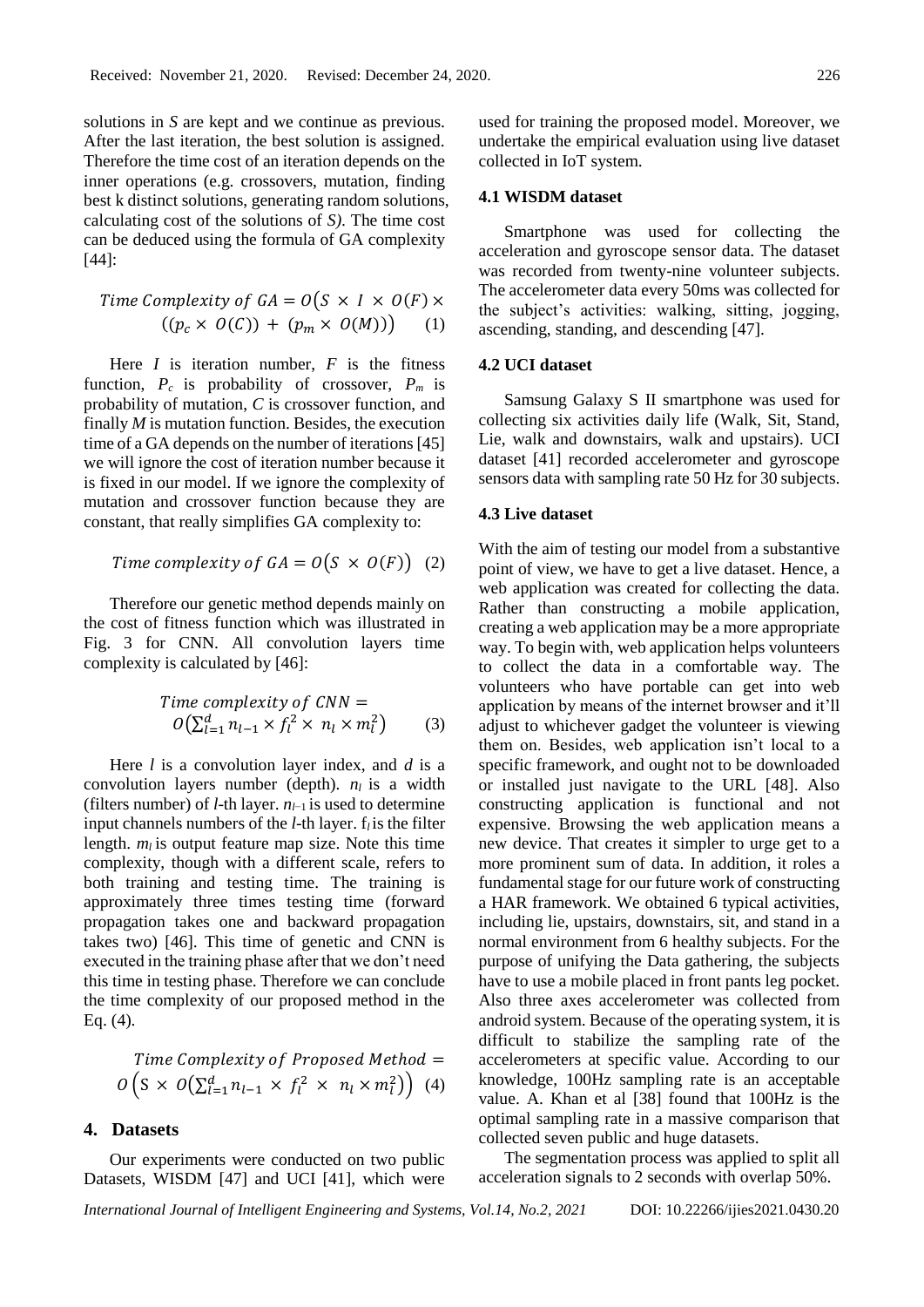solutions in *S* are kept and we continue as previous. After the last iteration, the best solution is assigned. Therefore the time cost of an iteration depends on the inner operations (e.g. crossovers, mutation, finding best k distinct solutions, generating random solutions, calculating cost of the solutions of *S)*. The time cost can be deduced using the formula of GA complexity [44]:

$$Time\ Complexity\ of\ GA = O\big(S \times I \times O(F) \times ((p_c \times O(C)) + (p_m \times O(M))\big) \quad (1)$$

Here $I$ is iteration number, $F$ is the fitness function, $P_c$ is probability of crossover, $P_m$ is probability of mutation, $C$ is crossover function, and finally $M$ is mutation function. Besides, the execution time of a GA depends on the number of iterations [45] we will ignore the cost of iteration number because it is fixed in our model. If we ignore the complexity of mutation and crossover function because they are constant, that really simplifies GA complexity to:

$$Time\ complexity\ of\ GA = O\big(S \times O(F)\big) \quad (2)$$

Therefore our genetic method depends mainly on the cost of fitness function which was illustrated in Fig. 3 for CNN. All convolution layers time complexity is calculated by [46]:

$$Time\ complexity\ of\ CNN = O\big(\textstyle\sum_{l=1}^{d} n_{l-1} \times f_l^2 \times n_l \times m_l^2\big) \quad (3)$$

Here $l$ is a convolution layer index, and $d$ is a convolution layers number (depth). $n_l$ is a width (filters number) of $l$-th layer. $n_{l-1}$ is used to determine input channels numbers of the $l$-th layer. $f_l$ is the filter length. $m_l$ is output feature map size. Note this time complexity, though with a different scale, refers to both training and testing time. The training is approximately three times testing time (forward propagation takes one and backward propagation takes two) [46]. This time of genetic and CNN is executed in the training phase after that we don't need this time in testing phase. Therefore we can conclude the time complexity of our proposed method in the Eq. (4).

$$Time\ Complexity\ of\ Proposed\ Method = O\left(S \times O\big(\textstyle\sum_{l=1}^{d} n_{l-1} \times f_l^2 \times n_l \times m_l^2\big)\right) \quad (4)$$

## 4. Datasets

Our experiments were conducted on two public Datasets, WISDM [47] and UCI [41], which were used for training the proposed model. Moreover, we undertake the empirical evaluation using live dataset collected in IoT system.

### 4.1 WISDM dataset

Smartphone was used for collecting the acceleration and gyroscope sensor data. The dataset was recorded from twenty-nine volunteer subjects. The accelerometer data every 50ms was collected for the subject's activities: walking, sitting, jogging, ascending, standing, and descending [47].

### 4.2 UCI dataset

Samsung Galaxy S II smartphone was used for collecting six activities daily life (Walk, Sit, Stand, Lie, walk and downstairs, walk and upstairs). UCI dataset [41] recorded accelerometer and gyroscope sensors data with sampling rate 50 Hz for 30 subjects.

### 4.3 Live dataset

With the aim of testing our model from a substantive point of view, we have to get a live dataset. Hence, a web application was created for collecting the data. Rather than constructing a mobile application, creating a web application may be a more appropriate way. To begin with, web application helps volunteers to collect the data in a comfortable way. The volunteers who have portable can get into web application by means of the internet browser and it'll adjust to whichever gadget the volunteer is viewing them on. Besides, web application isn't local to a specific framework, and ought not to be downloaded or installed just navigate to the URL [48]. Also constructing application is functional and not expensive. Browsing the web application means a new device. That creates it simpler to urge get to a more prominent sum of data. In addition, it roles a fundamental stage for our future work of constructing a HAR framework. We obtained 6 typical activities, including lie, upstairs, downstairs, sit, and stand in a normal environment from 6 healthy subjects. For the purpose of unifying the Data gathering, the subjects have to use a mobile placed in front pants leg pocket. Also three axes accelerometer was collected from android system. Because of the operating system, it is difficult to stabilize the sampling rate of the accelerometers at specific value. According to our knowledge, 100Hz sampling rate is an acceptable value. A. Khan et al [38] found that 100Hz is the optimal sampling rate in a massive comparison that collected seven public and huge datasets.

The segmentation process was applied to split all acceleration signals to 2 seconds with overlap 50%.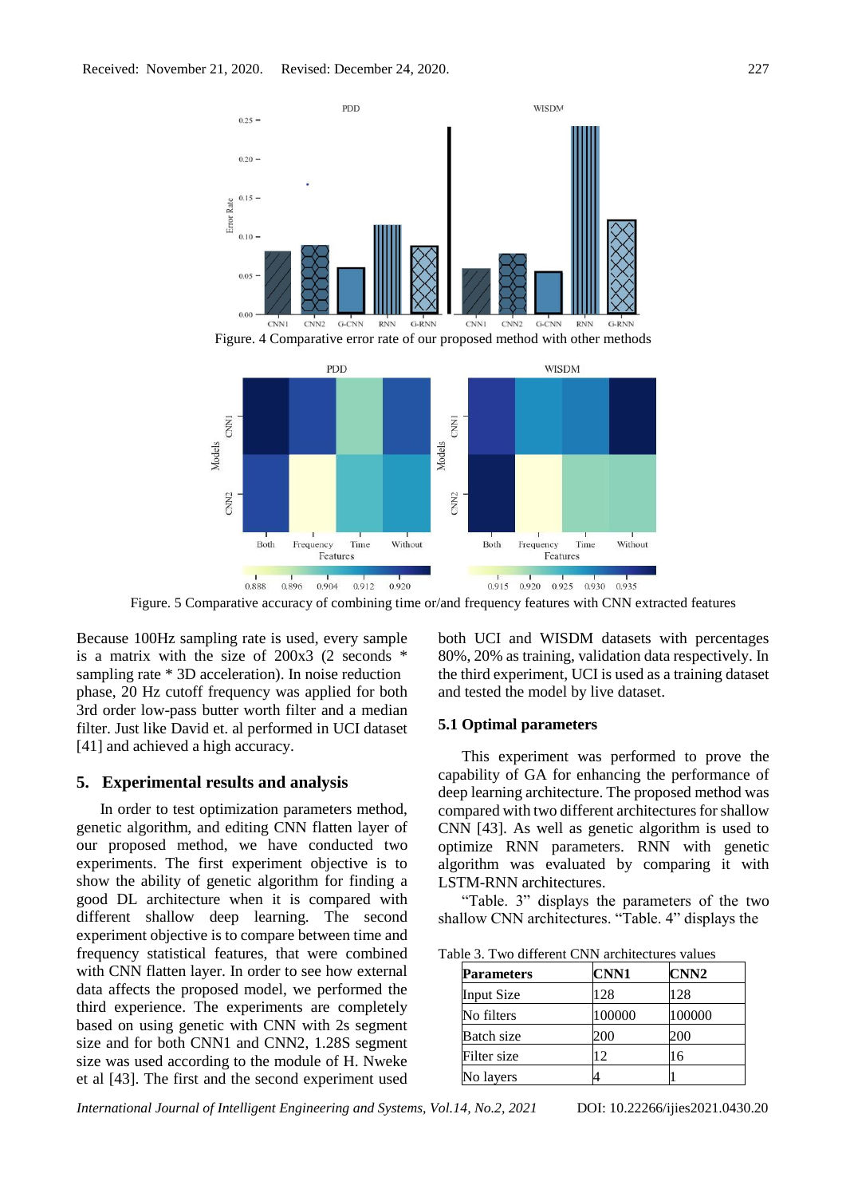Figure. 4 Comparative error rate of our proposed method with other methods

Figure. 5 Comparative accuracy of combining time or/and frequency features with CNN extracted features

Because 100Hz sampling rate is used, every sample is a matrix with the size of 200x3 (2 seconds * sampling rate * 3D acceleration). In noise reduction phase, 20 Hz cutoff frequency was applied for both 3rd order low-pass butter worth filter and a median filter. Just like David et. al performed in UCI dataset [41] and achieved a high accuracy.

## 5. Experimental results and analysis

In order to test optimization parameters method, genetic algorithm, and editing CNN flatten layer of our proposed method, we have conducted two experiments. The first experiment objective is to show the ability of genetic algorithm for finding a good DL architecture when it is compared with different shallow deep learning. The second experiment objective is to compare between time and frequency statistical features, that were combined with CNN flatten layer. In order to see how external data affects the proposed model, we performed the third experience. The experiments are completely based on using genetic with CNN with 2s segment size and for both CNN1 and CNN2, 1.28S segment size was used according to the module of H. Nweke et al [43]. The first and the second experiment used both UCI and WISDM datasets with percentages 80%, 20% as training, validation data respectively. In the third experiment, UCI is used as a training dataset and tested the model by live dataset.

### 5.1 Optimal parameters

This experiment was performed to prove the capability of GA for enhancing the performance of deep learning architecture. The proposed method was compared with two different architectures for shallow CNN [43]. As well as genetic algorithm is used to optimize RNN parameters. RNN with genetic algorithm was evaluated by comparing it with LSTM-RNN architectures.

"Table. 3" displays the parameters of the two shallow CNN architectures. "Table. 4" displays the

Table 3. Two different CNN architectures values

| Parameters | CNN1 | CNN2 |
|---|---|---|
| Input Size | 128 | 128 |
| No filters | 100000 | 100000 |
| Batch size | 200 | 200 |
| Filter size | 12 | 16 |
| No layers | 4 | 1 |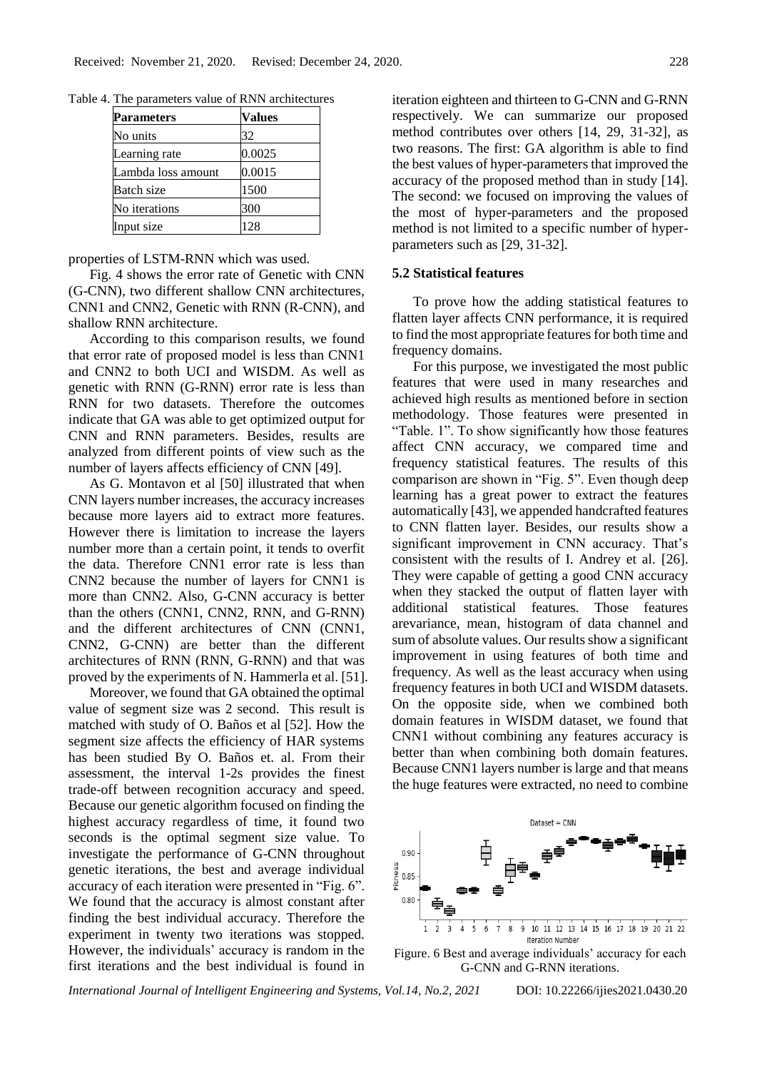Table 4. The parameters value of RNN architectures

| Parameters | Values |
|---|---|
| No units | 32 |
| Learning rate | 0.0025 |
| Lambda loss amount | 0.0015 |
| Batch size | 1500 |
| No iterations | 300 |
| Input size | 128 |

properties of LSTM-RNN which was used.

Fig. 4 shows the error rate of Genetic with CNN (G-CNN), two different shallow CNN architectures, CNN1 and CNN2, Genetic with RNN (R-CNN), and shallow RNN architecture.

According to this comparison results, we found that error rate of proposed model is less than CNN1 and CNN2 to both UCI and WISDM. As well as genetic with RNN (G-RNN) error rate is less than RNN for two datasets. Therefore the outcomes indicate that GA was able to get optimized output for CNN and RNN parameters. Besides, results are analyzed from different points of view such as the number of layers affects efficiency of CNN [49].

As G. Montavon et al [50] illustrated that when CNN layers number increases, the accuracy increases because more layers aid to extract more features. However there is limitation to increase the layers number more than a certain point, it tends to overfit the data. Therefore CNN1 error rate is less than CNN2 because the number of layers for CNN1 is more than CNN2. Also, G-CNN accuracy is better than the others (CNN1, CNN2, RNN, and G-RNN) and the different architectures of CNN (CNN1, CNN2, G-CNN) are better than the different architectures of RNN (RNN, G-RNN) and that was proved by the experiments of N. Hammerla et al. [51].

Moreover, we found that GA obtained the optimal value of segment size was 2 second. This result is matched with study of O. Baños et al [52]. How the segment size affects the efficiency of HAR systems has been studied By O. Baños et. al. From their assessment, the interval 1-2s provides the finest trade-off between recognition accuracy and speed. Because our genetic algorithm focused on finding the highest accuracy regardless of time, it found two seconds is the optimal segment size value. To investigate the performance of G-CNN throughout genetic iterations, the best and average individual accuracy of each iteration were presented in "Fig. 6". We found that the accuracy is almost constant after finding the best individual accuracy. Therefore the experiment in twenty two iterations was stopped. However, the individuals' accuracy is random in the first iterations and the best individual is found in iteration eighteen and thirteen to G-CNN and G-RNN respectively. We can summarize our proposed method contributes over others [14, 29, 31-32], as two reasons. The first: GA algorithm is able to find the best values of hyper-parameters that improved the accuracy of the proposed method than in study [14]. The second: we focused on improving the values of the most of hyper-parameters and the proposed method is not limited to a specific number of hyper-parameters such as [29, 31-32].

### 5.2 Statistical features

To prove how the adding statistical features to flatten layer affects CNN performance, it is required to find the most appropriate features for both time and frequency domains.

For this purpose, we investigated the most public features that were used in many researches and achieved high results as mentioned before in section methodology. Those features were presented in "Table. 1". To show significantly how those features affect CNN accuracy, we compared time and frequency statistical features. The results of this comparison are shown in "Fig. 5". Even though deep learning has a great power to extract the features automatically [43], we appended handcrafted features to CNN flatten layer. Besides, our results show a significant improvement in CNN accuracy. That's consistent with the results of I. Andrey et al. [26]. They were capable of getting a good CNN accuracy when they stacked the output of flatten layer with additional statistical features. Those features arevariance, mean, histogram of data channel and sum of absolute values. Our results show a significant improvement in using features of both time and frequency. As well as the least accuracy when using frequency features in both UCI and WISDM datasets. On the opposite side, when we combined both domain features in WISDM dataset, we found that CNN1 without combining any features accuracy is better than when combining both domain features. Because CNN1 layers number is large and that means the huge features were extracted, no need to combine

Figure. 6 Best and average individuals' accuracy for each G-CNN and G-RNN iterations.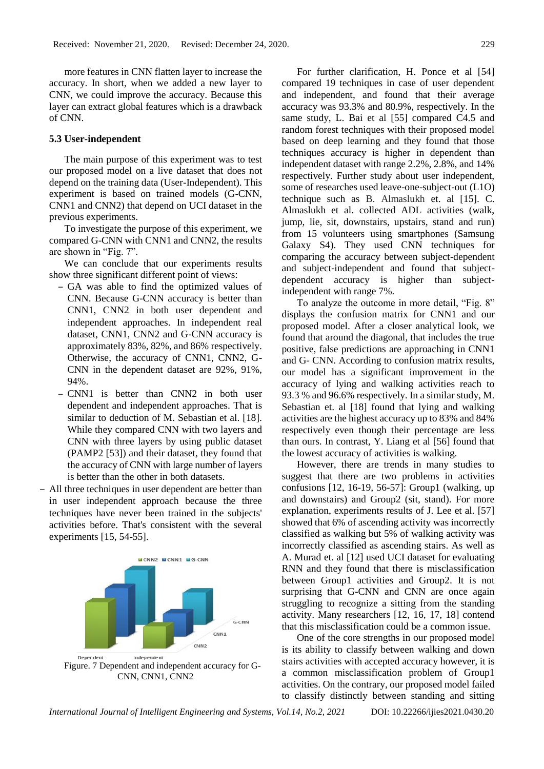more features in CNN flatten layer to increase the accuracy. In short, when we added a new layer to CNN, we could improve the accuracy. Because this layer can extract global features which is a drawback of CNN.

### 5.3 User-independent

The main purpose of this experiment was to test our proposed model on a live dataset that does not depend on the training data (User-Independent). This experiment is based on trained models (G-CNN, CNN1 and CNN2) that depend on UCI dataset in the previous experiments.

To investigate the purpose of this experiment, we compared G-CNN with CNN1 and CNN2, the results are shown in "Fig. 7".

We can conclude that our experiments results show three significant different point of views:

- GA was able to find the optimized values of CNN. Because G-CNN accuracy is better than CNN1, CNN2 in both user dependent and independent approaches. In independent real dataset, CNN1, CNN2 and G-CNN accuracy is approximately 83%, 82%, and 86% respectively. Otherwise, the accuracy of CNN1, CNN2, G-CNN in the dependent dataset are 92%, 91%, 94%.
- CNN1 is better than CNN2 in both user dependent and independent approaches. That is similar to deduction of M. Sebastian et al. [18]. While they compared CNN with two layers and CNN with three layers by using public dataset (PAMP2 [53]) and their dataset, they found that the accuracy of CNN with large number of layers is better than the other in both datasets.
- All three techniques in user dependent are better than in user independent approach because the three techniques have never been trained in the subjects' activities before. That's consistent with the several experiments [15, 54-55].

Figure. 7 Dependent and independent accuracy for G-CNN, CNN1, CNN2

For further clarification, H. Ponce et al [54] compared 19 techniques in case of user dependent and independent, and found that their average accuracy was 93.3% and 80.9%, respectively. In the same study, L. Bai et al [55] compared C4.5 and random forest techniques with their proposed model based on deep learning and they found that those techniques accuracy is higher in dependent than independent dataset with range 2.2%, 2.8%, and 14% respectively. Further study about user independent, some of researches used leave-one-subject-out (L1O) technique such as B. Almaslukh et. al [15]. C. Almaslukh et al. collected ADL activities (walk, jump, lie, sit, downstairs, upstairs, stand and run) from 15 volunteers using smartphones (Samsung Galaxy S4). They used CNN techniques for comparing the accuracy between subject-dependent and subject-independent and found that subject-dependent accuracy is higher than subject-independent with range 7%.

To analyze the outcome in more detail, "Fig. 8" displays the confusion matrix for CNN1 and our proposed model. After a closer analytical look, we found that around the diagonal, that includes the true positive, false predictions are approaching in CNN1 and G- CNN. According to confusion matrix results, our model has a significant improvement in the accuracy of lying and walking activities reach to 93.3 % and 96.6% respectively. In a similar study, M. Sebastian et. al [18] found that lying and walking activities are the highest accuracy up to 83% and 84% respectively even though their percentage are less than ours. In contrast, Y. Liang et al [56] found that the lowest accuracy of activities is walking.

However, there are trends in many studies to suggest that there are two problems in activities confusions [12, 16-19, 56-57]: Group1 (walking, up and downstairs) and Group2 (sit, stand). For more explanation, experiments results of J. Lee et al. [57] showed that 6% of ascending activity was incorrectly classified as walking but 5% of walking activity was incorrectly classified as ascending stairs. As well as A. Murad et. al [12] used UCI dataset for evaluating RNN and they found that there is misclassification between Group1 activities and Group2. It is not surprising that G-CNN and CNN are once again struggling to recognize a sitting from the standing activity. Many researchers [12, 16, 17, 18] contend that this misclassification could be a common issue.

One of the core strengths in our proposed model is its ability to classify between walking and down stairs activities with accepted accuracy however, it is a common misclassification problem of Group1 activities. On the contrary, our proposed model failed to classify distinctly between standing and sitting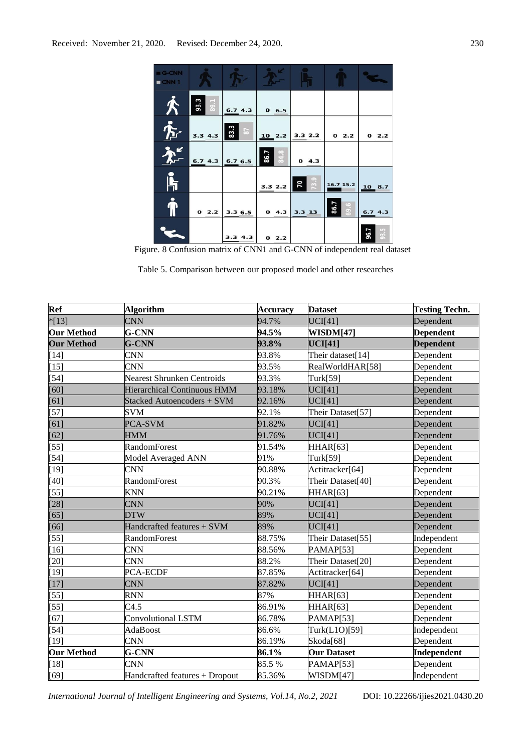Figure. 8 Confusion matrix of CNN1 and G-CNN of independent real dataset

Table 5. Comparison between our proposed model and other researches

| Ref | Algorithm | Accuracy | Dataset | Testing Techn. |
|---|---|---|---|---|
| *[13] | CNN | 94.7% | UCI[41] | Dependent |
| **Our Method** | **G-CNN** | **94.5%** | **WISDM[47]** | **Dependent** |
| **Our Method** | **G-CNN** | **93.8%** | **UCI[41]** | **Dependent** |
| [14] | CNN | 93.8% | Their dataset[14] | Dependent |
| [15] | CNN | 93.5% | RealWorldHAR[58] | Dependent |
| [54] | Nearest Shrunken Centroids | 93.3% | Turk[59] | Dependent |
| [60] | Hierarchical Continuous HMM | 93.18% | UCI[41] | Dependent |
| [61] | Stacked Autoencoders + SVM | 92.16% | UCI[41] | Dependent |
| [57] | SVM | 92.1% | Their Dataset[57] | Dependent |
| [61] | PCA-SVM | 91.82% | UCI[41] | Dependent |
| [62] | HMM | 91.76% | UCI[41] | Dependent |
| [55] | RandomForest | 91.54% | HHAR[63] | Dependent |
| [54] | Model Averaged ANN | 91% | Turk[59] | Dependent |
| [19] | CNN | 90.88% | Actitracker[64] | Dependent |
| [40] | RandomForest | 90.3% | Their Dataset[40] | Dependent |
| [55] | KNN | 90.21% | HHAR[63] | Dependent |
| [28] | CNN | 90% | UCI[41] | Dependent |
| [65] | DTW | 89% | UCI[41] | Dependent |
| [66] | Handcrafted features + SVM | 89% | UCI[41] | Dependent |
| [55] | RandomForest | 88.75% | Their Dataset[55] | Independent |
| [16] | CNN | 88.56% | PAMAP[53] | Dependent |
| [20] | CNN | 88.2% | Their Dataset[20] | Dependent |
| [19] | PCA-ECDF | 87.85% | Actitracker[64] | Dependent |
| [17] | CNN | 87.82% | UCI[41] | Dependent |
| [55] | RNN | 87% | HHAR[63] | Dependent |
| [55] | C4.5 | 86.91% | HHAR[63] | Dependent |
| [67] | Convolutional LSTM | 86.78% | PAMAP[53] | Dependent |
| [54] | AdaBoost | 86.6% | Turk(L1O)[59] | Independent |
| [19] | CNN | 86.19% | Skoda[68] | Dependent |
| **Our Method** | **G-CNN** | **86.1%** | **Our Dataset** | **Independent** |
| [18] | CNN | 85.5 % | PAMAP[53] | Dependent |
| [69] | Handcrafted features + Dropout | 85.36% | WISDM[47] | Independent |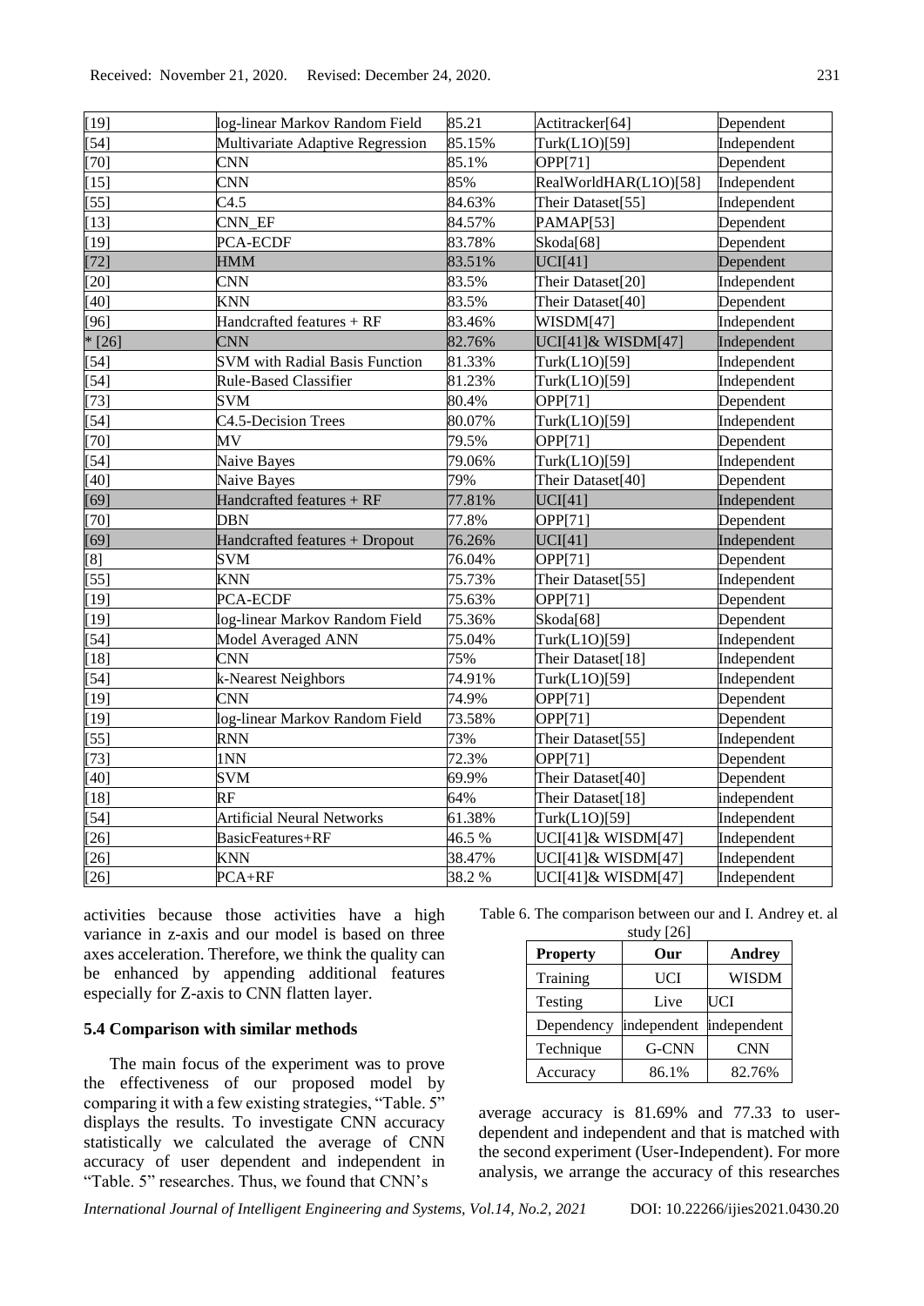| [19] | log-linear Markov Random Field | 85.21 | Actitracker[64] | Dependent |
|---|---|---|---|---|
| [54] | Multivariate Adaptive Regression | 85.15% | Turk(L1O)[59] | Independent |
| [70] | CNN | 85.1% | OPP[71] | Dependent |
| [15] | CNN | 85% | RealWorldHAR(L1O)[58] | Independent |
| [55] | C4.5 | 84.63% | Their Dataset[55] | Independent |
| [13] | CNN_EF | 84.57% | PAMAP[53] | Dependent |
| [19] | PCA-ECDF | 83.78% | Skoda[68] | Dependent |
| [72] | HMM | 83.51% | UCI[41] | Dependent |
| [20] | CNN | 83.5% | Their Dataset[20] | Independent |
| [40] | KNN | 83.5% | Their Dataset[40] | Dependent |
| [96] | Handcrafted features + RF | 83.46% | WISDM[47] | Independent |
| * [26] | CNN | 82.76% | UCI[41]& WISDM[47] | Independent |
| [54] | SVM with Radial Basis Function | 81.33% | Turk(L1O)[59] | Independent |
| [54] | Rule-Based Classifier | 81.23% | Turk(L1O)[59] | Independent |
| [73] | SVM | 80.4% | OPP[71] | Dependent |
| [54] | C4.5-Decision Trees | 80.07% | Turk(L1O)[59] | Independent |
| [70] | MV | 79.5% | OPP[71] | Dependent |
| [54] | Naive Bayes | 79.06% | Turk(L1O)[59] | Independent |
| [40] | Naive Bayes | 79% | Their Dataset[40] | Dependent |
| [69] | Handcrafted features + RF | 77.81% | UCI[41] | Independent |
| [70] | DBN | 77.8% | OPP[71] | Dependent |
| [69] | Handcrafted features + Dropout | 76.26% | UCI[41] | Independent |
| [8] | SVM | 76.04% | OPP[71] | Dependent |
| [55] | KNN | 75.73% | Their Dataset[55] | Independent |
| [19] | PCA-ECDF | 75.63% | OPP[71] | Dependent |
| [19] | log-linear Markov Random Field | 75.36% | Skoda[68] | Dependent |
| [54] | Model Averaged ANN | 75.04% | Turk(L1O)[59] | Independent |
| [18] | CNN | 75% | Their Dataset[18] | Independent |
| [54] | k-Nearest Neighbors | 74.91% | Turk(L1O)[59] | Independent |
| [19] | CNN | 74.9% | OPP[71] | Dependent |
| [19] | log-linear Markov Random Field | 73.58% | OPP[71] | Dependent |
| [55] | RNN | 73% | Their Dataset[55] | Independent |
| [73] | 1NN | 72.3% | OPP[71] | Dependent |
| [40] | SVM | 69.9% | Their Dataset[40] | Dependent |
| [18] | RF | 64% | Their Dataset[18] | independent |
| [54] | Artificial Neural Networks | 61.38% | Turk(L1O)[59] | Independent |
| [26] | BasicFeatures+RF | 46.5 % | UCI[41]& WISDM[47] | Independent |
| [26] | KNN | 38.47% | UCI[41]& WISDM[47] | Independent |
| [26] | PCA+RF | 38.2 % | UCI[41]& WISDM[47] | Independent |

activities because those activities have a high variance in z-axis and our model is based on three axes acceleration. Therefore, we think the quality can be enhanced by appending additional features especially for Z-axis to CNN flatten layer.

### 5.4 Comparison with similar methods

The main focus of the experiment was to prove the effectiveness of our proposed model by comparing it with a few existing strategies, "Table. 5" displays the results. To investigate CNN accuracy statistically we calculated the average of CNN accuracy of user dependent and independent in "Table. 5" researches. Thus, we found that CNN's average accuracy is 81.69% and 77.33 to user-dependent and independent and that is matched with the second experiment (User-Independent). For more analysis, we arrange the accuracy of this researches

Table 6. The comparison between our and I. Andrey et. al study [26]

| Property | Our | Andrey |
|---|---|---|
| Training | UCI | WISDM |
| Testing | Live | UCI |
| Dependency | independent | independent |
| Technique | G-CNN | CNN |
| Accuracy | 86.1% | 82.76% |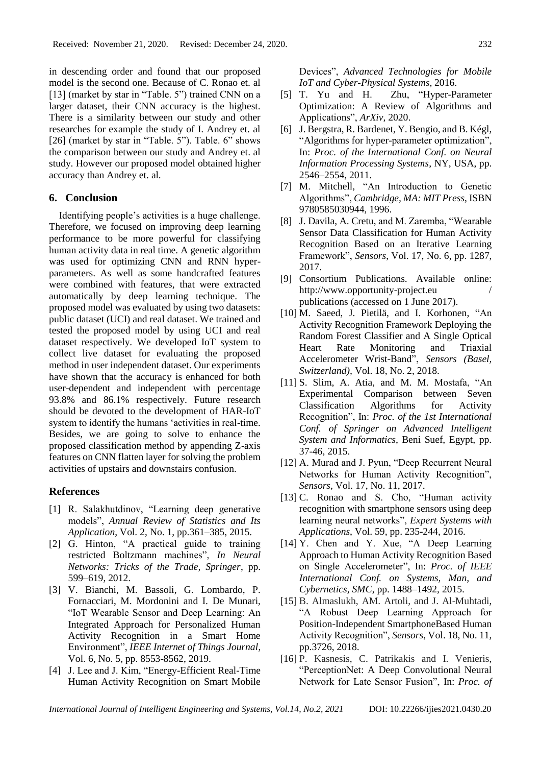in descending order and found that our proposed model is the second one. Because of C. Ronao et. al [13] (market by star in "Table. 5") trained CNN on a larger dataset, their CNN accuracy is the highest. There is a similarity between our study and other researches for example the study of I. Andrey et. al [26] (market by star in "Table. 5"). Table. 6" shows the comparison between our study and Andrey et. al study. However our proposed model obtained higher accuracy than Andrey et. al.

## 6. Conclusion

Identifying people's activities is a huge challenge. Therefore, we focused on improving deep learning performance to be more powerful for classifying human activity data in real time. A genetic algorithm was used for optimizing CNN and RNN hyper-parameters. As well as some handcrafted features were combined with features, that were extracted automatically by deep learning technique. The proposed model was evaluated by using two datasets: public dataset (UCI) and real dataset. We trained and tested the proposed model by using UCI and real dataset respectively. We developed IoT system to collect live dataset for evaluating the proposed method in user independent dataset. Our experiments have shown that the accuracy is enhanced for both user-dependent and independent with percentage 93.8% and 86.1% respectively. Future research should be devoted to the development of HAR-IoT system to identify the humans 'activities in real-time. Besides, we are going to solve to enhance the proposed classification method by appending Z-axis features on CNN flatten layer for solving the problem activities of upstairs and downstairs confusion.

## References

[1] R. Salakhutdinov, "Learning deep generative models", *Annual Review of Statistics and Its Application*, Vol. 2, No. 1, pp.361–385, 2015.

[2] G. Hinton, "A practical guide to training restricted Boltzmann machines", *In Neural Networks: Tricks of the Trade, Springer*, pp. 599–619, 2012.

[3] V. Bianchi, M. Bassoli, G. Lombardo, P. Fornacciari, M. Mordonini and I. De Munari, "IoT Wearable Sensor and Deep Learning: An Integrated Approach for Personalized Human Activity Recognition in a Smart Home Environment", *IEEE Internet of Things Journal*, Vol. 6, No. 5, pp. 8553-8562, 2019.

[4] J. Lee and J. Kim, "Energy-Efficient Real-Time Human Activity Recognition on Smart Mobile Devices", *Advanced Technologies for Mobile IoT and Cyber-Physical Systems*, 2016.

[5] T. Yu and H. Zhu, "Hyper-Parameter Optimization: A Review of Algorithms and Applications", *ArXiv*, 2020.

[6] J. Bergstra, R. Bardenet, Y. Bengio, and B. Kégl, "Algorithms for hyper-parameter optimization", In: *Proc. of the International Conf. on Neural Information Processing Systems*, NY, USA, pp. 2546–2554, 2011.

[7] M. Mitchell, "An Introduction to Genetic Algorithms", *Cambridge, MA: MIT Press*, ISBN 9780585030944, 1996.

[8] J. Davila, A. Cretu, and M. Zaremba, "Wearable Sensor Data Classification for Human Activity Recognition Based on an Iterative Learning Framework", *Sensors*, Vol. 17, No. 6, pp. 1287, 2017.

[9] Consortium Publications. Available online: http://www.opportunity-project.eu / publications (accessed on 1 June 2017).

[10] M. Saeed, J. Pietilä, and I. Korhonen, "An Activity Recognition Framework Deploying the Random Forest Classifier and A Single Optical Heart Rate Monitoring and Triaxial Accelerometer Wrist-Band", *Sensors (Basel, Switzerland)*, Vol. 18, No. 2, 2018.

[11] S. Slim, A. Atia, and M. M. Mostafa, "An Experimental Comparison between Seven Classification Algorithms for Activity Recognition", In: *Proc. of the 1st International Conf. of Springer on Advanced Intelligent System and Informatics*, Beni Suef, Egypt, pp. 37-46, 2015.

[12] A. Murad and J. Pyun, "Deep Recurrent Neural Networks for Human Activity Recognition", *Sensors*, Vol. 17, No. 11, 2017.

[13] C. Ronao and S. Cho, "Human activity recognition with smartphone sensors using deep learning neural networks", *Expert Systems with Applications*, Vol. 59, pp. 235-244, 2016.

[14] Y. Chen and Y. Xue, "A Deep Learning Approach to Human Activity Recognition Based on Single Accelerometer", In: *Proc. of IEEE International Conf. on Systems, Man, and Cybernetics, SMC*, pp. 1488–1492, 2015.

[15] B. Almaslukh, AM. Artoli, and J. Al-Muhtadi, "A Robust Deep Learning Approach for Position-Independent SmartphoneBased Human Activity Recognition", *Sensors*, Vol. 18, No. 11, pp.3726, 2018.

[16] P. Kasnesis, C. Patrikakis and I. Venieris, "PerceptionNet: A Deep Convolutional Neural Network for Late Sensor Fusion", In: *Proc. of*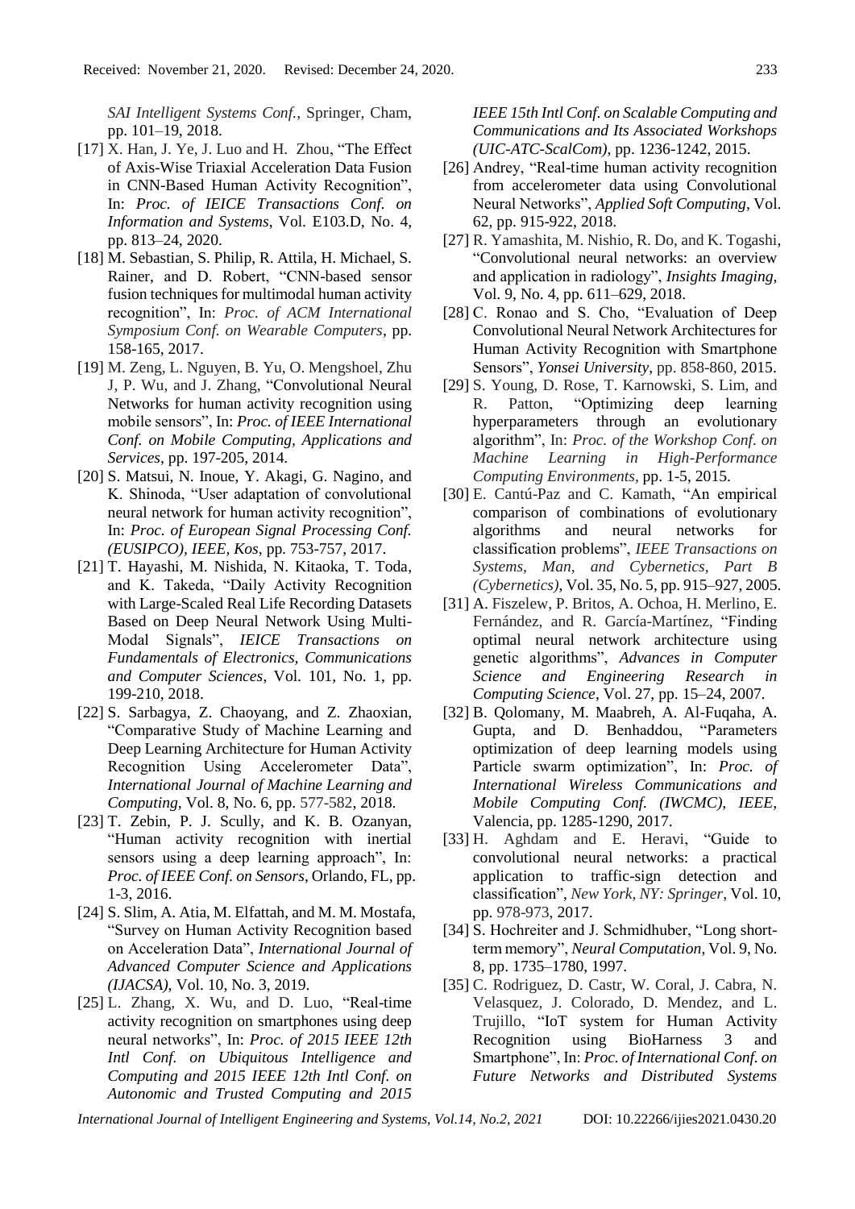*SAI Intelligent Systems Conf.*, Springer, Cham, pp. 101–19, 2018.

[17] X. Han, J. Ye, J. Luo and H. Zhou, "The Effect of Axis-Wise Triaxial Acceleration Data Fusion in CNN-Based Human Activity Recognition", In: *Proc. of IEICE Transactions Conf. on Information and Systems*, Vol. E103.D, No. 4, pp. 813–24, 2020.

[18] M. Sebastian, S. Philip, R. Attila, H. Michael, S. Rainer, and D. Robert, "CNN-based sensor fusion techniques for multimodal human activity recognition", In: *Proc. of ACM International Symposium Conf. on Wearable Computers*, pp. 158-165, 2017.

[19] M. Zeng, L. Nguyen, B. Yu, O. Mengshoel, Zhu J, P. Wu, and J. Zhang, "Convolutional Neural Networks for human activity recognition using mobile sensors", In: *Proc. of IEEE International Conf. on Mobile Computing, Applications and Services*, pp. 197-205, 2014.

[20] S. Matsui, N. Inoue, Y. Akagi, G. Nagino, and K. Shinoda, "User adaptation of convolutional neural network for human activity recognition", In: *Proc. of European Signal Processing Conf. (EUSIPCO), IEEE, Kos*, pp. 753-757, 2017.

[21] T. Hayashi, M. Nishida, N. Kitaoka, T. Toda, and K. Takeda, "Daily Activity Recognition with Large-Scaled Real Life Recording Datasets Based on Deep Neural Network Using Multi-Modal Signals", *IEICE Transactions on Fundamentals of Electronics, Communications and Computer Sciences*, Vol. 101, No. 1, pp. 199-210, 2018.

[22] S. Sarbagya, Z. Chaoyang, and Z. Zhaoxian, "Comparative Study of Machine Learning and Deep Learning Architecture for Human Activity Recognition Using Accelerometer Data", *International Journal of Machine Learning and Computing*, Vol. 8, No. 6, pp. 577-582, 2018.

[23] T. Zebin, P. J. Scully, and K. B. Ozanyan, "Human activity recognition with inertial sensors using a deep learning approach", In: *Proc. of IEEE Conf. on Sensors*, Orlando, FL, pp. 1-3, 2016.

[24] S. Slim, A. Atia, M. Elfattah, and M. M. Mostafa, "Survey on Human Activity Recognition based on Acceleration Data", *International Journal of Advanced Computer Science and Applications (IJACSA)*, Vol. 10, No. 3, 2019.

[25] L. Zhang, X. Wu, and D. Luo, "Real-time activity recognition on smartphones using deep neural networks", In: *Proc. of 2015 IEEE 12th Intl Conf. on Ubiquitous Intelligence and Computing and 2015 IEEE 12th Intl Conf. on Autonomic and Trusted Computing and 2015 IEEE 15th Intl Conf. on Scalable Computing and Communications and Its Associated Workshops (UIC-ATC-ScalCom)*, pp. 1236-1242, 2015.

[26] Andrey, "Real-time human activity recognition from accelerometer data using Convolutional Neural Networks", *Applied Soft Computing*, Vol. 62, pp. 915-922, 2018.

[27] R. Yamashita, M. Nishio, R. Do, and K. Togashi, "Convolutional neural networks: an overview and application in radiology", *Insights Imaging*, Vol. 9, No. 4, pp. 611–629, 2018.

[28] C. Ronao and S. Cho, "Evaluation of Deep Convolutional Neural Network Architectures for Human Activity Recognition with Smartphone Sensors", *Yonsei University*, pp. 858-860, 2015.

[29] S. Young, D. Rose, T. Karnowski, S. Lim, and R. Patton, "Optimizing deep learning hyperparameters through an evolutionary algorithm", In: *Proc. of the Workshop Conf. on Machine Learning in High-Performance Computing Environments*, pp. 1-5, 2015.

[30] E. Cantú-Paz and C. Kamath, "An empirical comparison of combinations of evolutionary algorithms and neural networks for classification problems", *IEEE Transactions on Systems, Man, and Cybernetics, Part B (Cybernetics)*, Vol. 35, No. 5, pp. 915–927, 2005.

[31] A. Fiszelew, P. Britos, A. Ochoa, H. Merlino, E. Fernández, and R. García-Martínez, "Finding optimal neural network architecture using genetic algorithms", *Advances in Computer Science and Engineering Research in Computing Science*, Vol. 27, pp. 15–24, 2007.

[32] B. Qolomany, M. Maabreh, A. Al-Fuqaha, A. Gupta, and D. Benhaddou, "Parameters optimization of deep learning models using Particle swarm optimization", In: *Proc. of International Wireless Communications and Mobile Computing Conf. (IWCMC), IEEE*, Valencia, pp. 1285-1290, 2017.

[33] H. Aghdam and E. Heravi, "Guide to convolutional neural networks: a practical application to traffic-sign detection and classification", *New York, NY: Springer*, Vol. 10, pp. 978-973, 2017.

[34] S. Hochreiter and J. Schmidhuber, "Long short-term memory", *Neural Computation*, Vol. 9, No. 8, pp. 1735–1780, 1997.

[35] C. Rodriguez, D. Castr, W. Coral, J. Cabra, N. Velasquez, J. Colorado, D. Mendez, and L. Trujillo, "IoT system for Human Activity Recognition using BioHarness 3 and Smartphone", In: *Proc. of International Conf. on Future Networks and Distributed Systems*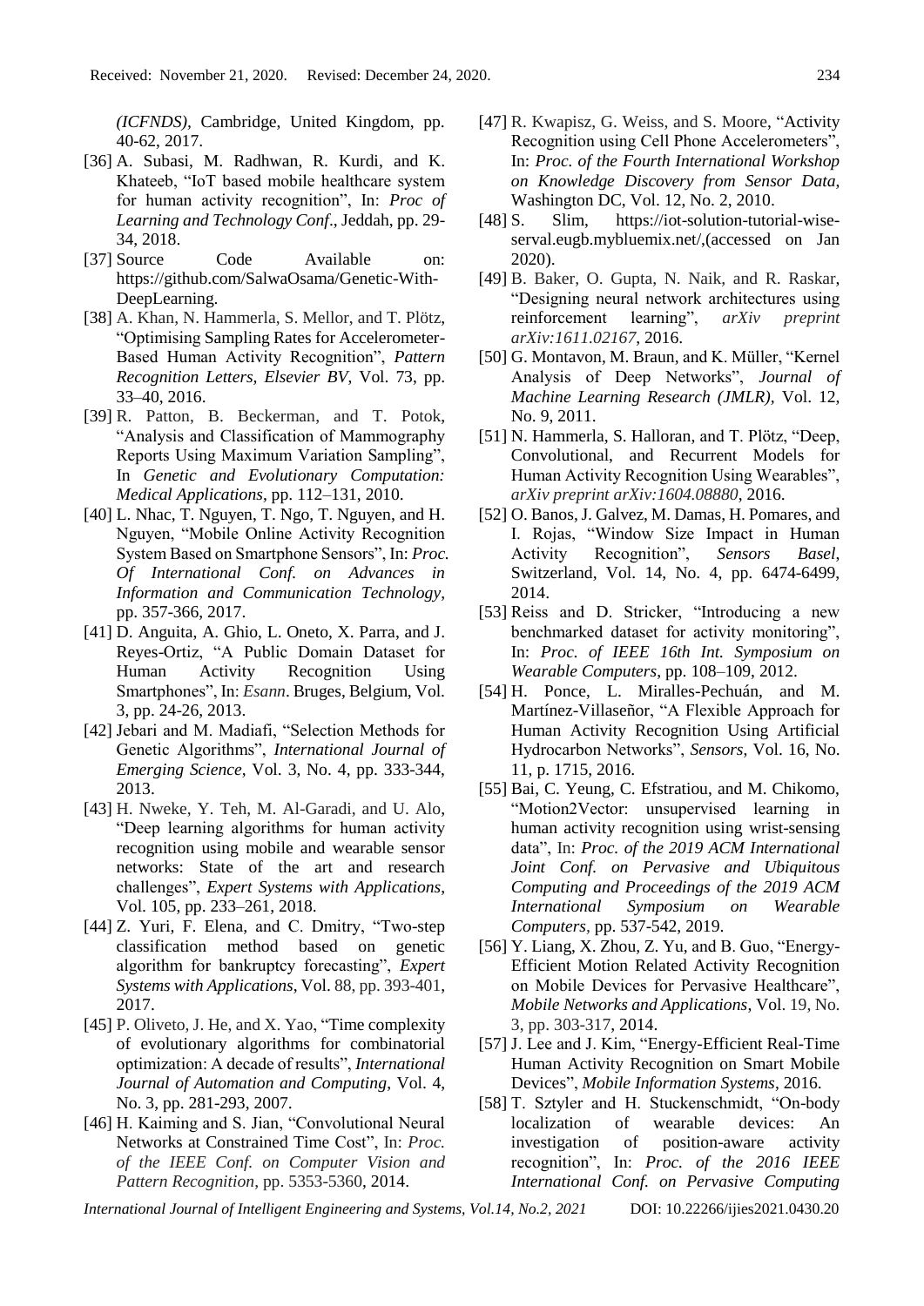*(ICFNDS)*, Cambridge, United Kingdom, pp. 40-62, 2017.

[36] A. Subasi, M. Radhwan, R. Kurdi, and K. Khateeb, "IoT based mobile healthcare system for human activity recognition", In: *Proc of Learning and Technology Conf*., Jeddah, pp. 29-34, 2018.

[37] Source Code Available on: https://github.com/SalwaOsama/Genetic-With-DeepLearning.

[38] A. Khan, N. Hammerla, S. Mellor, and T. Plötz, "Optimising Sampling Rates for Accelerometer-Based Human Activity Recognition", *Pattern Recognition Letters, Elsevier BV*, Vol. 73, pp. 33–40, 2016.

[39] R. Patton, B. Beckerman, and T. Potok, "Analysis and Classification of Mammography Reports Using Maximum Variation Sampling", In *Genetic and Evolutionary Computation: Medical Applications*, pp. 112–131, 2010.

[40] L. Nhac, T. Nguyen, T. Ngo, T. Nguyen, and H. Nguyen, "Mobile Online Activity Recognition System Based on Smartphone Sensors", In: *Proc. Of International Conf. on Advances in Information and Communication Technology*, pp. 357-366, 2017.

[41] D. Anguita, A. Ghio, L. Oneto, X. Parra, and J. Reyes-Ortiz, "A Public Domain Dataset for Human Activity Recognition Using Smartphones", In: *Esann*. Bruges, Belgium, Vol. 3, pp. 24-26, 2013.

[42] Jebari and M. Madiafi, "Selection Methods for Genetic Algorithms", *International Journal of Emerging Science*, Vol. 3, No. 4, pp. 333-344, 2013.

[43] H. Nweke, Y. Teh, M. Al-Garadi, and U. Alo, "Deep learning algorithms for human activity recognition using mobile and wearable sensor networks: State of the art and research challenges", *Expert Systems with Applications*, Vol. 105, pp. 233–261, 2018.

[44] Z. Yuri, F. Elena, and C. Dmitry, "Two-step classification method based on genetic algorithm for bankruptcy forecasting", *Expert Systems with Applications*, Vol. 88, pp. 393-401, 2017.

[45] P. Oliveto, J. He, and X. Yao, "Time complexity of evolutionary algorithms for combinatorial optimization: A decade of results", *International Journal of Automation and Computing*, Vol. 4, No. 3, pp. 281-293, 2007.

[46] H. Kaiming and S. Jian, "Convolutional Neural Networks at Constrained Time Cost", In: *Proc. of the IEEE Conf. on Computer Vision and Pattern Recognition*, pp. 5353-5360, 2014.

[47] R. Kwapisz, G. Weiss, and S. Moore, "Activity Recognition using Cell Phone Accelerometers", In: *Proc. of the Fourth International Workshop on Knowledge Discovery from Sensor Data*, Washington DC, Vol. 12, No. 2, 2010.

[48] S. Slim, https://iot-solution-tutorial-wise-serval.eugb.mybluemix.net/,(accessed on Jan 2020).

[49] B. Baker, O. Gupta, N. Naik, and R. Raskar, "Designing neural network architectures using reinforcement learning", *arXiv preprint arXiv:1611.02167*, 2016.

[50] G. Montavon, M. Braun, and K. Müller, "Kernel Analysis of Deep Networks", *Journal of Machine Learning Research (JMLR)*, Vol. 12, No. 9, 2011.

[51] N. Hammerla, S. Halloran, and T. Plötz, "Deep, Convolutional, and Recurrent Models for Human Activity Recognition Using Wearables", *arXiv preprint arXiv:1604.08880*, 2016.

[52] O. Banos, J. Galvez, M. Damas, H. Pomares, and I. Rojas, "Window Size Impact in Human Activity Recognition", *Sensors Basel*, Switzerland, Vol. 14, No. 4, pp. 6474-6499, 2014.

[53] Reiss and D. Stricker, "Introducing a new benchmarked dataset for activity monitoring", In: *Proc. of IEEE 16th Int. Symposium on Wearable Computers*, pp. 108–109, 2012.

[54] H. Ponce, L. Miralles-Pechuán, and M. Martínez-Villaseñor, "A Flexible Approach for Human Activity Recognition Using Artificial Hydrocarbon Networks", *Sensors*, Vol. 16, No. 11, p. 1715, 2016.

[55] Bai, C. Yeung, C. Efstratiou, and M. Chikomo, "Motion2Vector: unsupervised learning in human activity recognition using wrist-sensing data", In: *Proc. of the 2019 ACM International Joint Conf. on Pervasive and Ubiquitous Computing and Proceedings of the 2019 ACM International Symposium on Wearable Computers*, pp. 537-542, 2019.

[56] Y. Liang, X. Zhou, Z. Yu, and B. Guo, "Energy-Efficient Motion Related Activity Recognition on Mobile Devices for Pervasive Healthcare", *Mobile Networks and Applications*, Vol. 19, No. 3, pp. 303-317, 2014.

[57] J. Lee and J. Kim, "Energy-Efficient Real-Time Human Activity Recognition on Smart Mobile Devices", *Mobile Information Systems*, 2016.

[58] T. Sztyler and H. Stuckenschmidt, "On-body localization of wearable devices: An investigation of position-aware activity recognition", In: *Proc. of the 2016 IEEE International Conf. on Pervasive Computing*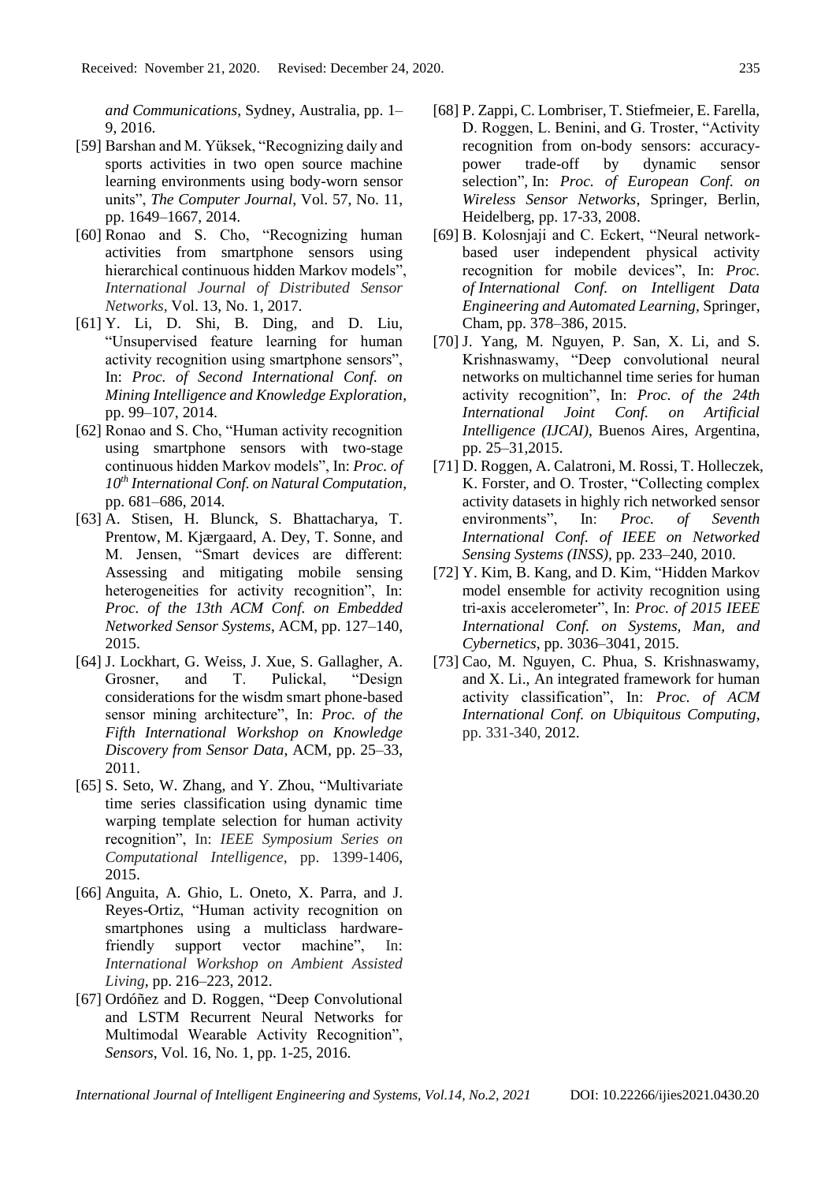*and Communications*, Sydney, Australia, pp. 1–9, 2016.

[59] Barshan and M. Yüksek, "Recognizing daily and sports activities in two open source machine learning environments using body-worn sensor units", *The Computer Journal*, Vol. 57, No. 11, pp. 1649–1667, 2014.

[60] Ronao and S. Cho, "Recognizing human activities from smartphone sensors using hierarchical continuous hidden Markov models", *International Journal of Distributed Sensor Networks*, Vol. 13, No. 1, 2017.

[61] Y. Li, D. Shi, B. Ding, and D. Liu, "Unsupervised feature learning for human activity recognition using smartphone sensors", In: *Proc. of Second International Conf. on Mining Intelligence and Knowledge Exploration*, pp. 99–107, 2014.

[62] Ronao and S. Cho, "Human activity recognition using smartphone sensors with two-stage continuous hidden Markov models", In: *Proc. of 10th International Conf. on Natural Computation*, pp. 681–686, 2014.

[63] A. Stisen, H. Blunck, S. Bhattacharya, T. Prentow, M. Kjærgaard, A. Dey, T. Sonne, and M. Jensen, "Smart devices are different: Assessing and mitigating mobile sensing heterogeneities for activity recognition", In: *Proc. of the 13th ACM Conf. on Embedded Networked Sensor Systems*, ACM, pp. 127–140, 2015.

[64] J. Lockhart, G. Weiss, J. Xue, S. Gallagher, A. Grosner, and T. Pulickal, "Design considerations for the wisdm smart phone-based sensor mining architecture", In: *Proc. of the Fifth International Workshop on Knowledge Discovery from Sensor Data*, ACM, pp. 25–33, 2011.

[65] S. Seto, W. Zhang, and Y. Zhou, "Multivariate time series classification using dynamic time warping template selection for human activity recognition", In: *IEEE Symposium Series on Computational Intelligence*, pp. 1399-1406, 2015.

[66] Anguita, A. Ghio, L. Oneto, X. Parra, and J. Reyes-Ortiz, "Human activity recognition on smartphones using a multiclass hardware-friendly support vector machine", In: *International Workshop on Ambient Assisted Living*, pp. 216–223, 2012.

[67] Ordóñez and D. Roggen, "Deep Convolutional and LSTM Recurrent Neural Networks for Multimodal Wearable Activity Recognition", *Sensors*, Vol. 16, No. 1, pp. 1-25, 2016.

[68] P. Zappi, C. Lombriser, T. Stiefmeier, E. Farella, D. Roggen, L. Benini, and G. Troster, "Activity recognition from on-body sensors: accuracy-power trade-off by dynamic sensor selection", In: *Proc. of European Conf. on Wireless Sensor Networks*, Springer, Berlin, Heidelberg, pp. 17-33, 2008.

[69] B. Kolosnjaji and C. Eckert, "Neural network-based user independent physical activity recognition for mobile devices", In: *Proc. of International Conf. on Intelligent Data Engineering and Automated Learning*, Springer, Cham, pp. 378–386, 2015.

[70] J. Yang, M. Nguyen, P. San, X. Li, and S. Krishnaswamy, "Deep convolutional neural networks on multichannel time series for human activity recognition", In: *Proc. of the 24th International Joint Conf. on Artificial Intelligence (IJCAI)*, Buenos Aires, Argentina, pp. 25–31,2015.

[71] D. Roggen, A. Calatroni, M. Rossi, T. Holleczek, K. Forster, and O. Troster, "Collecting complex activity datasets in highly rich networked sensor environments", In: *Proc. of Seventh International Conf. of IEEE on Networked Sensing Systems (INSS)*, pp. 233–240, 2010.

[72] Y. Kim, B. Kang, and D. Kim, "Hidden Markov model ensemble for activity recognition using tri-axis accelerometer", In: *Proc. of 2015 IEEE International Conf. on Systems, Man, and Cybernetics*, pp. 3036–3041, 2015.

[73] Cao, M. Nguyen, C. Phua, S. Krishnaswamy, and X. Li., An integrated framework for human activity classification", In: *Proc. of ACM International Conf. on Ubiquitous Computing*, pp. 331-340, 2012.